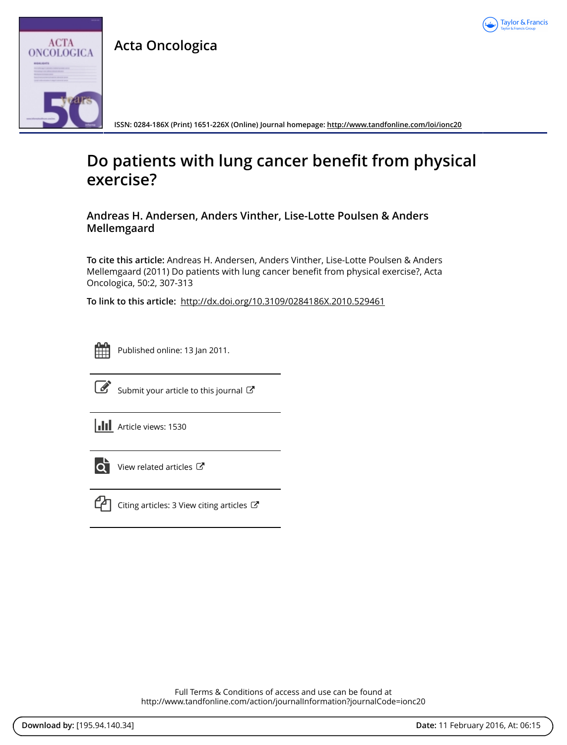Acta Oncologica

ISSN: 0284-186X (Print) 1651-226X (Online) Journal homepage: http://www.tandfonline.com/loi/ionc20

# Do patients with lung cancer benefit from physical exercise?

**Andreas H. Andersen, Anders Vinther, Lise-Lotte Poulsen & Anders Mellemgaard**

**To cite this article:** Andreas H. Andersen, Anders Vinther, Lise-Lotte Poulsen & Anders Mellemgaard (2011) Do patients with lung cancer benefit from physical exercise?, Acta Oncologica, 50:2, 307-313

**To link to this article:** http://dx.doi.org/10.3109/0284186X.2010.529461

Published online: 13 Jan 2011.

Submit your article to this journal

Article views: 1530

View related articles

Citing articles: 3 View citing articles

Full Terms & Conditions of access and use can be found at
http://www.tandfonline.com/action/journalInformation?journalCode=ionc20

**Download by:** [195.94.140.34] **Date:** 11 February 2016, At: 06:15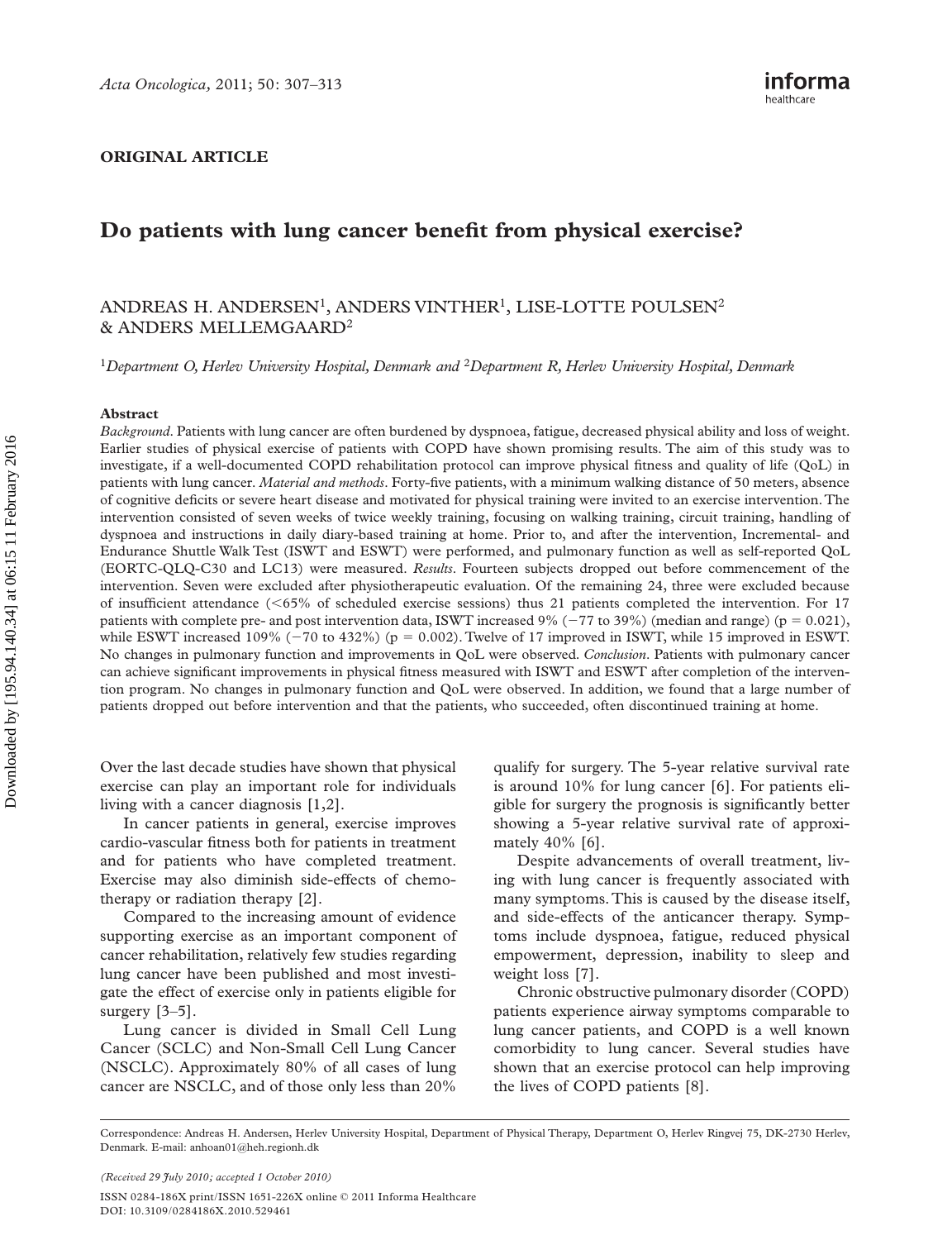ORIGINAL ARTICLE

# Do patients with lung cancer benefit from physical exercise?

ANDREAS H. ANDERSEN[1], ANDERS VINTHER[1], LISE-LOTTE POULSEN[2] & ANDERS MELLEMGAARD[2]

[1]*Department O, Herlev University Hospital, Denmark and* [2]*Department R, Herlev University Hospital, Denmark*

### Abstract

*Background*. Patients with lung cancer are often burdened by dyspnoea, fatigue, decreased physical ability and loss of weight. Earlier studies of physical exercise of patients with COPD have shown promising results. The aim of this study was to investigate, if a well-documented COPD rehabilitation protocol can improve physical fitness and quality of life (QoL) in patients with lung cancer. *Material and methods*. Forty-five patients, with a minimum walking distance of 50 meters, absence of cognitive deficits or severe heart disease and motivated for physical training were invited to an exercise intervention. The intervention consisted of seven weeks of twice weekly training, focusing on walking training, circuit training, handling of dyspnoea and instructions in daily diary-based training at home. Prior to, and after the intervention, Incremental- and Endurance Shuttle Walk Test (ISWT and ESWT) were performed, and pulmonary function as well as self-reported QoL (EORTC-QLQ-C30 and LC13) were measured. *Results*. Fourteen subjects dropped out before commencement of the intervention. Seven were excluded after physiotherapeutic evaluation. Of the remaining 24, three were excluded because of insufficient attendance (<65% of scheduled exercise sessions) thus 21 patients completed the intervention. For 17 patients with complete pre- and post intervention data, ISWT increased 9% (−77 to 39%) (median and range) ($p = 0.021$), while ESWT increased 109% (−70 to 432%) ($p = 0.002$). Twelve of 17 improved in ISWT, while 15 improved in ESWT. No changes in pulmonary function and improvements in QoL were observed. *Conclusion*. Patients with pulmonary cancer can achieve significant improvements in physical fitness measured with ISWT and ESWT after completion of the intervention program. No changes in pulmonary function and QoL were observed. In addition, we found that a large number of patients dropped out before intervention and that the patients, who succeeded, often discontinued training at home.

Over the last decade studies have shown that physical exercise can play an important role for individuals living with a cancer diagnosis [1,2].

In cancer patients in general, exercise improves cardio-vascular fitness both for patients in treatment and for patients who have completed treatment. Exercise may also diminish side-effects of chemotherapy or radiation therapy [2].

Compared to the increasing amount of evidence supporting exercise as an important component of cancer rehabilitation, relatively few studies regarding lung cancer have been published and most investigate the effect of exercise only in patients eligible for surgery [3–5].

Lung cancer is divided in Small Cell Lung Cancer (SCLC) and Non-Small Cell Lung Cancer (NSCLC). Approximately 80% of all cases of lung cancer are NSCLC, and of those only less than 20% qualify for surgery. The 5-year relative survival rate is around 10% for lung cancer [6]. For patients eligible for surgery the prognosis is significantly better showing a 5-year relative survival rate of approximately 40% [6].

Despite advancements of overall treatment, living with lung cancer is frequently associated with many symptoms. This is caused by the disease itself, and side-effects of the anticancer therapy. Symptoms include dyspnoea, fatigue, reduced physical empowerment, depression, inability to sleep and weight loss [7].

Chronic obstructive pulmonary disorder (COPD) patients experience airway symptoms comparable to lung cancer patients, and COPD is a well known comorbidity to lung cancer. Several studies have shown that an exercise protocol can help improving the lives of COPD patients [8].

Correspondence: Andreas H. Andersen, Herlev University Hospital, Department of Physical Therapy, Department O, Herlev Ringvej 75, DK-2730 Herlev, Denmark. E-mail: anhoan01@heh.regionh.dk

*(Received 29 July 2010; accepted 1 October 2010)*

ISSN 0284-186X print/ISSN 1651-226X online © 2011 Informa Healthcare
DOI: 10.3109/0284186X.2010.529461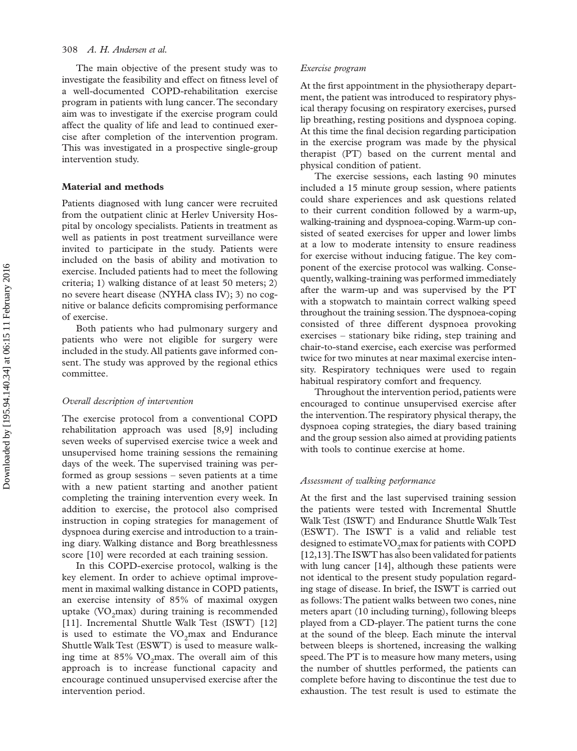The main objective of the present study was to investigate the feasibility and effect on fitness level of a well-documented COPD-rehabilitation exercise program in patients with lung cancer. The secondary aim was to investigate if the exercise program could affect the quality of life and lead to continued exercise after completion of the intervention program. This was investigated in a prospective single-group intervention study.

## Material and methods

Patients diagnosed with lung cancer were recruited from the outpatient clinic at Herlev University Hospital by oncology specialists. Patients in treatment as well as patients in post treatment surveillance were invited to participate in the study. Patients were included on the basis of ability and motivation to exercise. Included patients had to meet the following criteria; 1) walking distance of at least 50 meters; 2) no severe heart disease (NYHA class IV); 3) no cognitive or balance deficits compromising performance of exercise.

Both patients who had pulmonary surgery and patients who were not eligible for surgery were included in the study. All patients gave informed consent. The study was approved by the regional ethics committee.

### *Overall description of intervention*

The exercise protocol from a conventional COPD rehabilitation approach was used [8,9] including seven weeks of supervised exercise twice a week and unsupervised home training sessions the remaining days of the week. The supervised training was performed as group sessions – seven patients at a time with a new patient starting and another patient completing the training intervention every week. In addition to exercise, the protocol also comprised instruction in coping strategies for management of dyspnoea during exercise and introduction to a training diary. Walking distance and Borg breathlessness score [10] were recorded at each training session.

In this COPD-exercise protocol, walking is the key element. In order to achieve optimal improvement in maximal walking distance in COPD patients, an exercise intensity of 85% of maximal oxygen uptake ($VO_2$max) during training is recommended [11]. Incremental Shuttle Walk Test (ISWT) [12] is used to estimate the $VO_2$max and Endurance Shuttle Walk Test (ESWT) is used to measure walking time at 85% $VO_2$max. The overall aim of this approach is to increase functional capacity and encourage continued unsupervised exercise after the intervention period.

### *Exercise program*

At the first appointment in the physiotherapy department, the patient was introduced to respiratory physical therapy focusing on respiratory exercises, pursed lip breathing, resting positions and dyspnoea coping. At this time the final decision regarding participation in the exercise program was made by the physical therapist (PT) based on the current mental and physical condition of patient.

The exercise sessions, each lasting 90 minutes included a 15 minute group session, where patients could share experiences and ask questions related to their current condition followed by a warm-up, walking-training and dyspnoea-coping. Warm-up consisted of seated exercises for upper and lower limbs at a low to moderate intensity to ensure readiness for exercise without inducing fatigue. The key component of the exercise protocol was walking. Consequently, walking-training was performed immediately after the warm-up and was supervised by the PT with a stopwatch to maintain correct walking speed throughout the training session. The dyspnoea-coping consisted of three different dyspnoea provoking exercises – stationary bike riding, step training and chair-to-stand exercise, each exercise was performed twice for two minutes at near maximal exercise intensity. Respiratory techniques were used to regain habitual respiratory comfort and frequency.

Throughout the intervention period, patients were encouraged to continue unsupervised exercise after the intervention. The respiratory physical therapy, the dyspnoea coping strategies, the diary based training and the group session also aimed at providing patients with tools to continue exercise at home.

### *Assessment of walking performance*

At the first and the last supervised training session the patients were tested with Incremental Shuttle Walk Test (ISWT) and Endurance Shuttle Walk Test (ESWT). The ISWT is a valid and reliable test designed to estimate $VO_2$max for patients with COPD [12,13]. The ISWT has also been validated for patients with lung cancer [14], although these patients were not identical to the present study population regarding stage of disease. In brief, the ISWT is carried out as follows: The patient walks between two cones, nine meters apart (10 including turning), following bleeps played from a CD-player. The patient turns the cone at the sound of the bleep. Each minute the interval between bleeps is shortened, increasing the walking speed. The PT is to measure how many meters, using the number of shuttles performed, the patients can complete before having to discontinue the test due to exhaustion. The test result is used to estimate the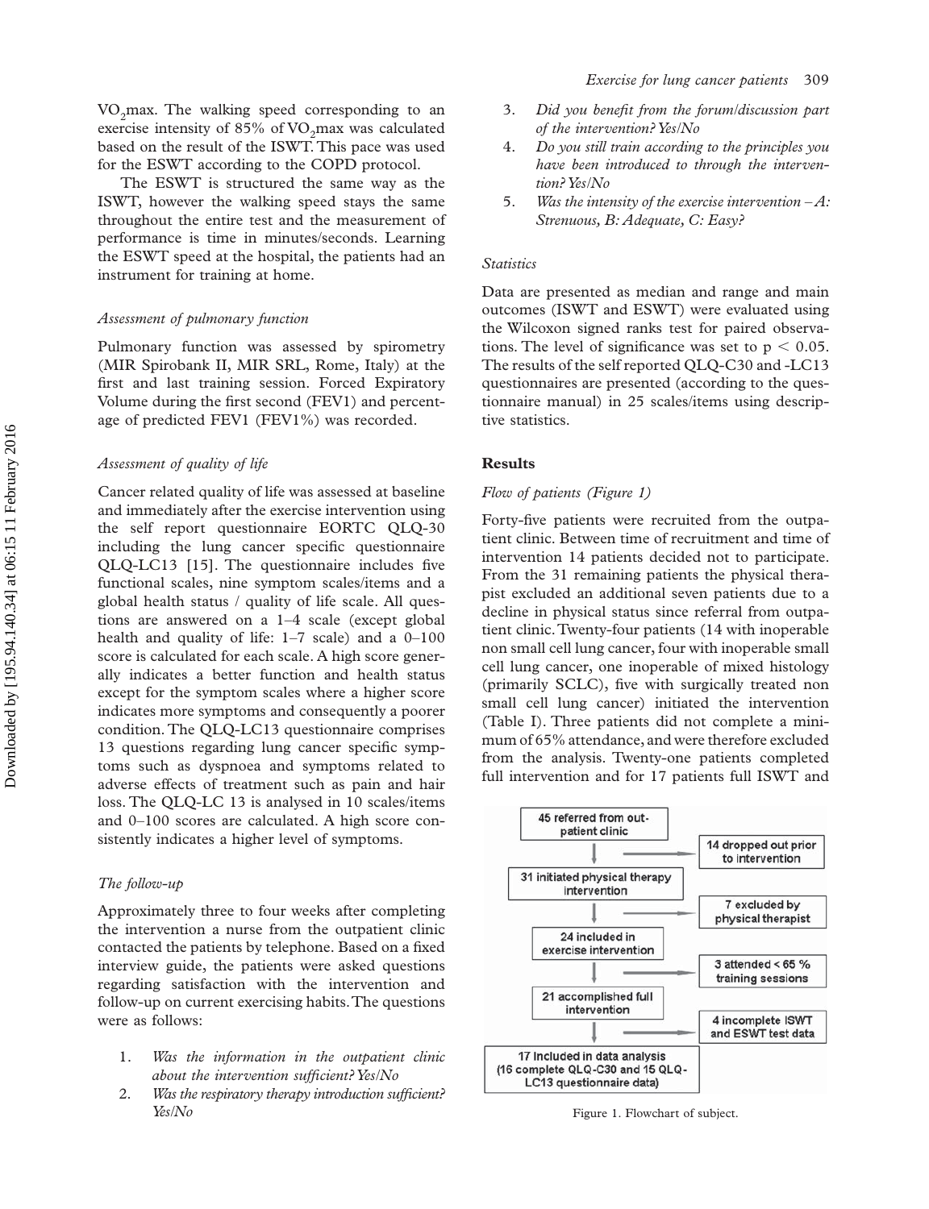$VO_2$max. The walking speed corresponding to an exercise intensity of 85% of $VO_2$max was calculated based on the result of the ISWT. This pace was used for the ESWT according to the COPD protocol.

The ESWT is structured the same way as the ISWT, however the walking speed stays the same throughout the entire test and the measurement of performance is time in minutes/seconds. Learning the ESWT speed at the hospital, the patients had an instrument for training at home.

*Assessment of pulmonary function*

Pulmonary function was assessed by spirometry (MIR Spirobank II, MIR SRL, Rome, Italy) at the first and last training session. Forced Expiratory Volume during the first second (FEV1) and percentage of predicted FEV1 (FEV1%) was recorded.

*Assessment of quality of life*

Cancer related quality of life was assessed at baseline and immediately after the exercise intervention using the self report questionnaire EORTC QLQ-30 including the lung cancer specific questionnaire QLQ-LC13 [15]. The questionnaire includes five functional scales, nine symptom scales/items and a global health status / quality of life scale. All questions are answered on a 1–4 scale (except global health and quality of life: 1–7 scale) and a 0–100 score is calculated for each scale. A high score generally indicates a better function and health status except for the symptom scales where a higher score indicates more symptoms and consequently a poorer condition. The QLQ-LC13 questionnaire comprises 13 questions regarding lung cancer specific symptoms such as dyspnoea and symptoms related to adverse effects of treatment such as pain and hair loss. The QLQ-LC 13 is analysed in 10 scales/items and 0–100 scores are calculated. A high score consistently indicates a higher level of symptoms.

*The follow-up*

Approximately three to four weeks after completing the intervention a nurse from the outpatient clinic contacted the patients by telephone. Based on a fixed interview guide, the patients were asked questions regarding satisfaction with the intervention and follow-up on current exercising habits. The questions were as follows:

1. *Was the information in the outpatient clinic about the intervention sufficient? Yes/No*
2. *Was the respiratory therapy introduction sufficient? Yes/No*
3. *Did you benefit from the forum/discussion part of the intervention? Yes/No*
4. *Do you still train according to the principles you have been introduced to through the intervention? Yes/No*
5. *Was the intensity of the exercise intervention – A: Strenuous, B: Adequate, C: Easy?*

*Statistics*

Data are presented as median and range and main outcomes (ISWT and ESWT) were evaluated using the Wilcoxon signed ranks test for paired observations. The level of significance was set to $p < 0.05$. The results of the self reported QLQ-C30 and -LC13 questionnaires are presented (according to the questionnaire manual) in 25 scales/items using descriptive statistics.

## Results

*Flow of patients (Figure 1)*

Forty-five patients were recruited from the outpatient clinic. Between time of recruitment and time of intervention 14 patients decided not to participate. From the 31 remaining patients the physical therapist excluded an additional seven patients due to a decline in physical status since referral from outpatient clinic. Twenty-four patients (14 with inoperable non small cell lung cancer, four with inoperable small cell lung cancer, one inoperable of mixed histology (primarily SCLC), five with surgically treated non small cell lung cancer) initiated the intervention (Table I). Three patients did not complete a minimum of 65% attendance, and were therefore excluded from the analysis. Twenty-one patients completed full intervention and for 17 patients full ISWT and

45 referred from out-patient clinic → 14 dropped out prior to intervention

31 initiated physical therapy intervention → 7 excluded by physical therapist

24 included in exercise intervention → 3 attended < 65 % training sessions

21 accomplished full intervention → 4 incomplete ISWT and ESWT test data

17 Included in data analysis (16 complete QLQ-C30 and 15 QLQ-LC13 questionnaire data)

Figure 1. Flowchart of subject.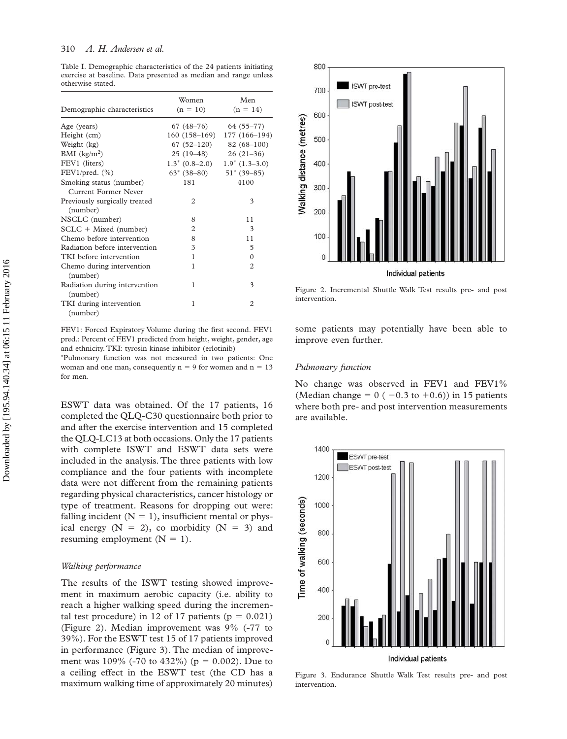Table I. Demographic characteristics of the 24 patients initiating exercise at baseline. Data presented as median and range unless otherwise stated.

| Demographic characteristics | Women (n = 10) | Men (n = 14) |
|---|---|---|
| Age (years) | 67 (48–76) | 64 (55–77) |
| Height (cm) | 160 (158–169) | 177 (166–194) |
| Weight (kg) | 67 (52–120) | 82 (68–100) |
| BMI (kg/m$^2$) | 25 (19–48) | 26 (21–36) |
| FEV1 (liters) | 1.3* (0.8–2.0) | 1.9* (1.3–3.0) |
| FEV1/pred. (%) | 63* (38–80) | 51* (39–85) |
| Smoking status (number) Current Former Never | 181 | 4100 |
| Previously surgically treated (number) | 2 | 3 |
| NSCLC (number) | 8 | 11 |
| SCLC + Mixed (number) | 2 | 3 |
| Chemo before intervention | 8 | 11 |
| Radiation before intervention | 3 | 5 |
| TKI before intervention | 1 | 0 |
| Chemo during intervention (number) | 1 | 2 |
| Radiation during intervention (number) | 1 | 3 |
| TKI during intervention (number) | 1 | 2 |

FEV1: Forced Expiratory Volume during the first second. FEV1 pred.: Percent of FEV1 predicted from height, weight, gender, age and ethnicity. TKI: tyrosin kinase inhibitor (erlotinib)

*Pulmonary function was not measured in two patients: One woman and one man, consequently n = 9 for women and n = 13 for men.

ESWT data was obtained. Of the 17 patients, 16 completed the QLQ-C30 questionnaire both prior to and after the exercise intervention and 15 completed the QLQ-LC13 at both occasions. Only the 17 patients with complete ISWT and ESWT data sets were included in the analysis. The three patients with low compliance and the four patients with incomplete data were not different from the remaining patients regarding physical characteristics, cancer histology or type of treatment. Reasons for dropping out were: falling incident (N = 1), insufficient mental or physical energy (N = 2), co morbidity (N = 3) and resuming employment (N = 1).

*Walking performance*

The results of the ISWT testing showed improvement in maximum aerobic capacity (i.e. ability to reach a higher walking speed during the incremental test procedure) in 12 of 17 patients ($p = 0.021$) (Figure 2). Median improvement was 9% (-77 to 39%). For the ESWT test 15 of 17 patients improved in performance (Figure 3). The median of improvement was 109% (-70 to 432%) ($p = 0.002$). Due to a ceiling effect in the ESWT test (the CD has a maximum walking time of approximately 20 minutes) some patients may potentially have been able to improve even further.

Figure 2. Incremental Shuttle Walk Test results pre- and post intervention.

*Pulmonary function*

No change was observed in FEV1 and FEV1% (Median change = 0 ( −0.3 to +0.6)) in 15 patients where both pre- and post intervention measurements are available.

Figure 3. Endurance Shuttle Walk Test results pre- and post intervention.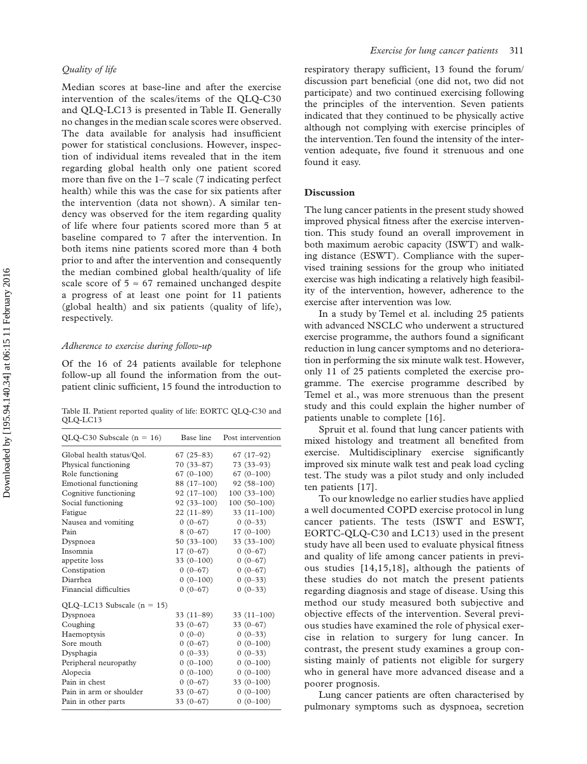### *Quality of life*

Median scores at base-line and after the exercise intervention of the scales/items of the QLQ-C30 and QLQ-LC13 is presented in Table II. Generally no changes in the median scale scores were observed. The data available for analysis had insufficient power for statistical conclusions. However, inspection of individual items revealed that in the item regarding global health only one patient scored more than five on the 1–7 scale (7 indicating perfect health) while this was the case for six patients after the intervention (data not shown). A similar tendency was observed for the item regarding quality of life where four patients scored more than 5 at baseline compared to 7 after the intervention. In both items nine patients scored more than 4 both prior to and after the intervention and consequently the median combined global health/quality of life scale score of $5 \approx 67$ remained unchanged despite a progress of at least one point for 11 patients (global health) and six patients (quality of life), respectively.

### *Adherence to exercise during follow-up*

Of the 16 of 24 patients available for telephone follow-up all found the information from the outpatient clinic sufficient, 15 found the introduction to respiratory therapy sufficient, 13 found the forum/discussion part beneficial (one did not, two did not participate) and two continued exercising following the principles of the intervention. Seven patients indicated that they continued to be physically active although not complying with exercise principles of the intervention. Ten found the intensity of the intervention adequate, five found it strenuous and one found it easy.

Table II. Patient reported quality of life: EORTC QLQ-C30 and QLQ-LC13

| QLQ-C30 Subscale (n = 16) | Base line | Post intervention |
|---|---|---|
| Global health status/Qol. | 67 (25–83) | 67 (17–92) |
| Physical functioning | 70 (33–87) | 73 (33–93) |
| Role functioning | 67 (0–100) | 67 (0–100) |
| Emotional functioning | 88 (17–100) | 92 (58–100) |
| Cognitive functioning | 92 (17–100) | 100 (33–100) |
| Social functioning | 92 (33–100) | 100 (50–100) |
| Fatigue | 22 (11–89) | 33 (11–100) |
| Nausea and vomiting | 0 (0–67) | 0 (0–33) |
| Pain | 8 (0–67) | 17 (0–100) |
| Dyspnoea | 50 (33–100) | 33 (33–100) |
| Insomnia | 17 (0–67) | 0 (0–67) |
| appetite loss | 33 (0–100) | 0 (0–67) |
| Constipation | 0 (0–67) | 0 (0–67) |
| Diarrhea | 0 (0–100) | 0 (0–33) |
| Financial difficulties | 0 (0–67) | 0 (0–33) |
| **QLQ–LC13 Subscale (n = 15)** | | |
| Dyspnoea | 33 (11–89) | 33 (11–100) |
| Coughing | 33 (0–67) | 33 (0–67) |
| Haemoptysis | 0 (0–0) | 0 (0–33) |
| Sore mouth | 0 (0–67) | 0 (0–100) |
| Dysphagia | 0 (0–33) | 0 (0–33) |
| Peripheral neuropathy | 0 (0–100) | 0 (0–100) |
| Alopecia | 0 (0–100) | 0 (0–100) |
| Pain in chest | 0 (0–67) | 33 (0–100) |
| Pain in arm or shoulder | 33 (0–67) | 0 (0–100) |
| Pain in other parts | 33 (0–67) | 0 (0–100) |

## Discussion

The lung cancer patients in the present study showed improved physical fitness after the exercise intervention. This study found an overall improvement in both maximum aerobic capacity (ISWT) and walking distance (ESWT). Compliance with the supervised training sessions for the group who initiated exercise was high indicating a relatively high feasibility of the intervention, however, adherence to the exercise after intervention was low.

In a study by Temel et al. including 25 patients with advanced NSCLC who underwent a structured exercise programme, the authors found a significant reduction in lung cancer symptoms and no deterioration in performing the six minute walk test. However, only 11 of 25 patients completed the exercise programme. The exercise programme described by Temel et al., was more strenuous than the present study and this could explain the higher number of patients unable to complete [16].

Spruit et al. found that lung cancer patients with mixed histology and treatment all benefited from exercise. Multidisciplinary exercise significantly improved six minute walk test and peak load cycling test. The study was a pilot study and only included ten patients [17].

To our knowledge no earlier studies have applied a well documented COPD exercise protocol in lung cancer patients. The tests (ISWT and ESWT, EORTC-QLQ-C30 and LC13) used in the present study have all been used to evaluate physical fitness and quality of life among cancer patients in previous studies [14,15,18], although the patients of these studies do not match the present patients regarding diagnosis and stage of disease. Using this method our study measured both subjective and objective effects of the intervention. Several previous studies have examined the role of physical exercise in relation to surgery for lung cancer. In contrast, the present study examines a group consisting mainly of patients not eligible for surgery who in general have more advanced disease and a poorer prognosis.

Lung cancer patients are often characterised by pulmonary symptoms such as dyspnoea, secretion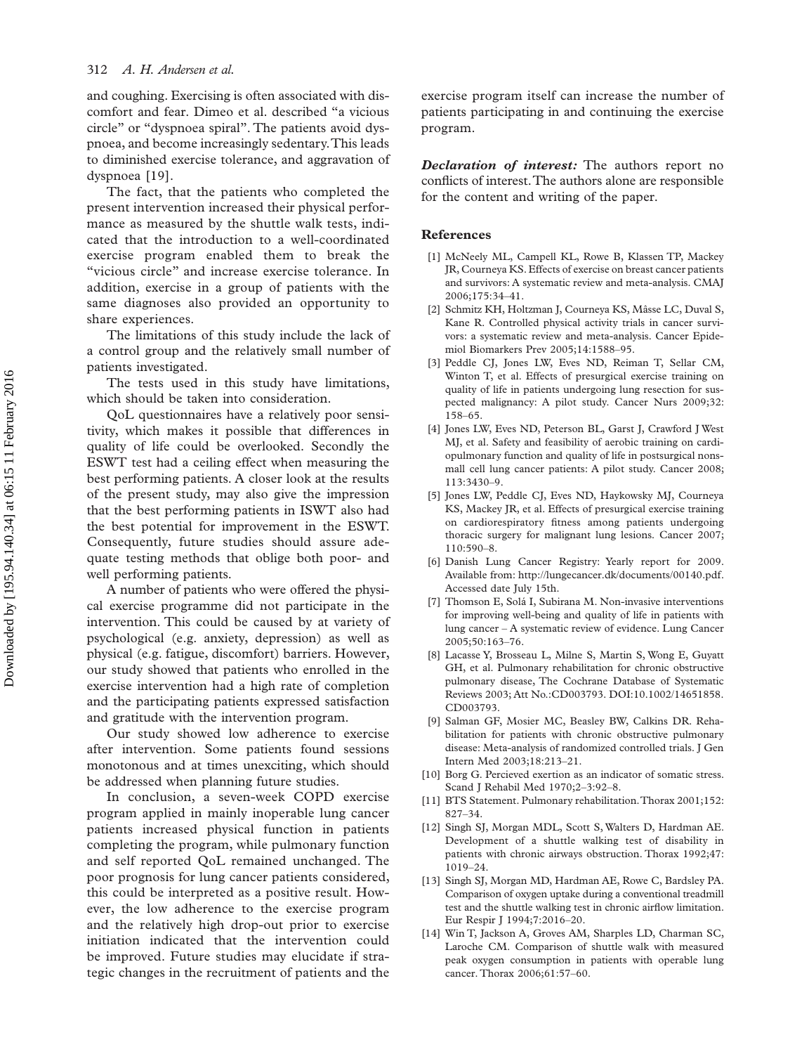and coughing. Exercising is often associated with discomfort and fear. Dimeo et al. described "a vicious circle" or "dyspnoea spiral". The patients avoid dyspnoea, and become increasingly sedentary. This leads to diminished exercise tolerance, and aggravation of dyspnoea [19].

The fact, that the patients who completed the present intervention increased their physical performance as measured by the shuttle walk tests, indicated that the introduction to a well-coordinated exercise program enabled them to break the "vicious circle" and increase exercise tolerance. In addition, exercise in a group of patients with the same diagnoses also provided an opportunity to share experiences.

The limitations of this study include the lack of a control group and the relatively small number of patients investigated.

The tests used in this study have limitations, which should be taken into consideration.

QoL questionnaires have a relatively poor sensitivity, which makes it possible that differences in quality of life could be overlooked. Secondly the ESWT test had a ceiling effect when measuring the best performing patients. A closer look at the results of the present study, may also give the impression that the best performing patients in ISWT also had the best potential for improvement in the ESWT. Consequently, future studies should assure adequate testing methods that oblige both poor- and well performing patients.

A number of patients who were offered the physical exercise programme did not participate in the intervention. This could be caused by at variety of psychological (e.g. anxiety, depression) as well as physical (e.g. fatigue, discomfort) barriers. However, our study showed that patients who enrolled in the exercise intervention had a high rate of completion and the participating patients expressed satisfaction and gratitude with the intervention program.

Our study showed low adherence to exercise after intervention. Some patients found sessions monotonous and at times unexciting, which should be addressed when planning future studies.

In conclusion, a seven-week COPD exercise program applied in mainly inoperable lung cancer patients increased physical function in patients completing the program, while pulmonary function and self reported QoL remained unchanged. The poor prognosis for lung cancer patients considered, this could be interpreted as a positive result. However, the low adherence to the exercise program and the relatively high drop-out prior to exercise initiation indicated that the intervention could be improved. Future studies may elucidate if strategic changes in the recruitment of patients and the exercise program itself can increase the number of patients participating in and continuing the exercise program.

***Declaration of interest:*** The authors report no conflicts of interest. The authors alone are responsible for the content and writing of the paper.

## References

[1] McNeely ML, Campell KL, Rowe B, Klassen TP, Mackey JR, Courneya KS. Effects of exercise on breast cancer patients and survivors: A systematic review and meta-analysis. CMAJ 2006;175:34–41.

[2] Schmitz KH, Holtzman J, Courneya KS, Mâsse LC, Duval S, Kane R. Controlled physical activity trials in cancer survivors: a systematic review and meta-analysis. Cancer Epidemiol Biomarkers Prev 2005;14:1588–95.

[3] Peddle CJ, Jones LW, Eves ND, Reiman T, Sellar CM, Winton T, et al. Effects of presurgical exercise training on quality of life in patients undergoing lung resection for suspected malignancy: A pilot study. Cancer Nurs 2009;32: 158–65.

[4] Jones LW, Eves ND, Peterson BL, Garst J, Crawford J West MJ, et al. Safety and feasibility of aerobic training on cardiopulmonary function and quality of life in postsurgical nonsmall cell lung cancer patients: A pilot study. Cancer 2008; 113:3430–9.

[5] Jones LW, Peddle CJ, Eves ND, Haykowsky MJ, Courneya KS, Mackey JR, et al. Effects of presurgical exercise training on cardiorespiratory fitness among patients undergoing thoracic surgery for malignant lung lesions. Cancer 2007; 110:590–8.

[6] Danish Lung Cancer Registry: Yearly report for 2009. Available from: http://lungecancer.dk/documents/00140.pdf. Accessed date July 15th.

[7] Thomson E, Solá I, Subirana M. Non-invasive interventions for improving well-being and quality of life in patients with lung cancer – A systematic review of evidence. Lung Cancer 2005;50:163–76.

[8] Lacasse Y, Brosseau L, Milne S, Martin S, Wong E, Guyatt GH, et al. Pulmonary rehabilitation for chronic obstructive pulmonary disease, The Cochrane Database of Systematic Reviews 2003; Att No.:CD003793. DOI:10.1002/14651858. CD003793.

[9] Salman GF, Mosier MC, Beasley BW, Calkins DR. Rehabilitation for patients with chronic obstructive pulmonary disease: Meta-analysis of randomized controlled trials. J Gen Intern Med 2003;18:213–21.

[10] Borg G. Percieved exertion as an indicator of somatic stress. Scand J Rehabil Med 1970;2–3:92–8.

[11] BTS Statement. Pulmonary rehabilitation. Thorax 2001;152: 827–34.

[12] Singh SJ, Morgan MDL, Scott S, Walters D, Hardman AE. Development of a shuttle walking test of disability in patients with chronic airways obstruction. Thorax 1992;47: 1019–24.

[13] Singh SJ, Morgan MD, Hardman AE, Rowe C, Bardsley PA. Comparison of oxygen uptake during a conventional treadmill test and the shuttle walking test in chronic airflow limitation. Eur Respir J 1994;7:2016–20.

[14] Win T, Jackson A, Groves AM, Sharples LD, Charman SC, Laroche CM. Comparison of shuttle walk with measured peak oxygen consumption in patients with operable lung cancer. Thorax 2006;61:57–60.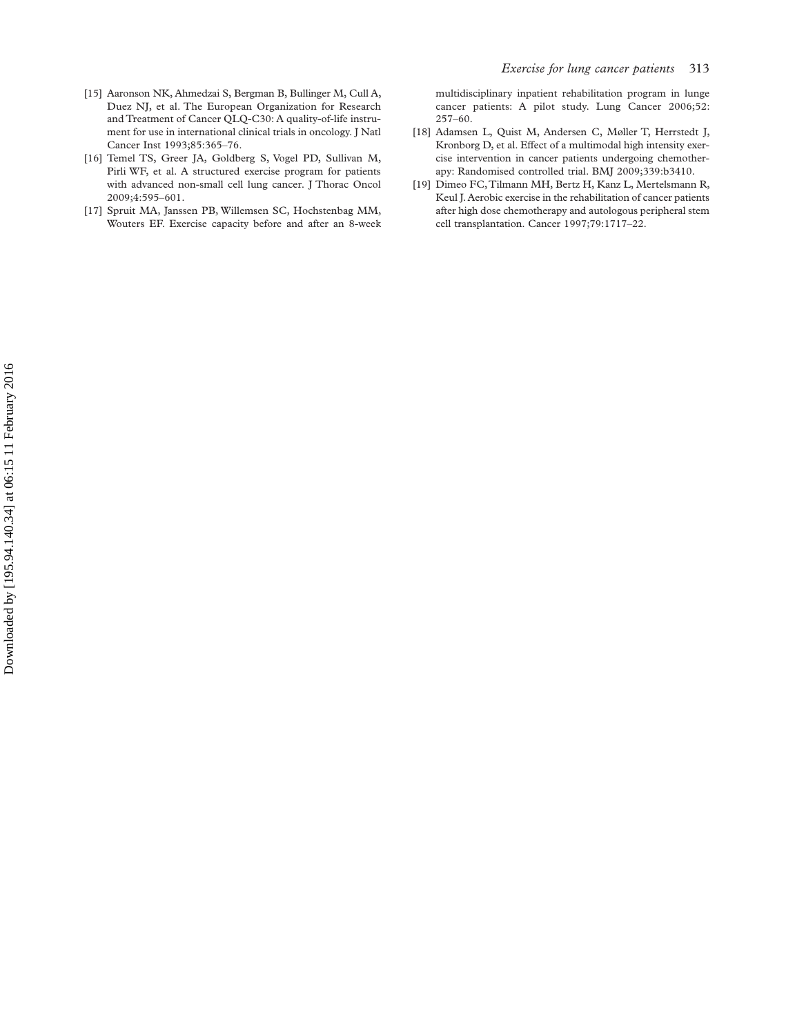[15] Aaronson NK, Ahmedzai S, Bergman B, Bullinger M, Cull A, Duez NJ, et al. The European Organization for Research and Treatment of Cancer QLQ-C30: A quality-of-life instrument for use in international clinical trials in oncology. J Natl Cancer Inst 1993;85:365–76.

[16] Temel TS, Greer JA, Goldberg S, Vogel PD, Sullivan M, Pirli WF, et al. A structured exercise program for patients with advanced non-small cell lung cancer. J Thorac Oncol 2009;4:595–601.

[17] Spruit MA, Janssen PB, Willemsen SC, Hochstenbag MM, Wouters EF. Exercise capacity before and after an 8-week multidisciplinary inpatient rehabilitation program in lunge cancer patients: A pilot study. Lung Cancer 2006;52: 257–60.

[18] Adamsen L, Quist M, Andersen C, Møller T, Herrstedt J, Kronborg D, et al. Effect of a multimodal high intensity exercise intervention in cancer patients undergoing chemotherapy: Randomised controlled trial. BMJ 2009;339:b3410.

[19] Dimeo FC, Tilmann MH, Bertz H, Kanz L, Mertelsmann R, Keul J. Aerobic exercise in the rehabilitation of cancer patients after high dose chemotherapy and autologous peripheral stem cell transplantation. Cancer 1997;79:1717–22.